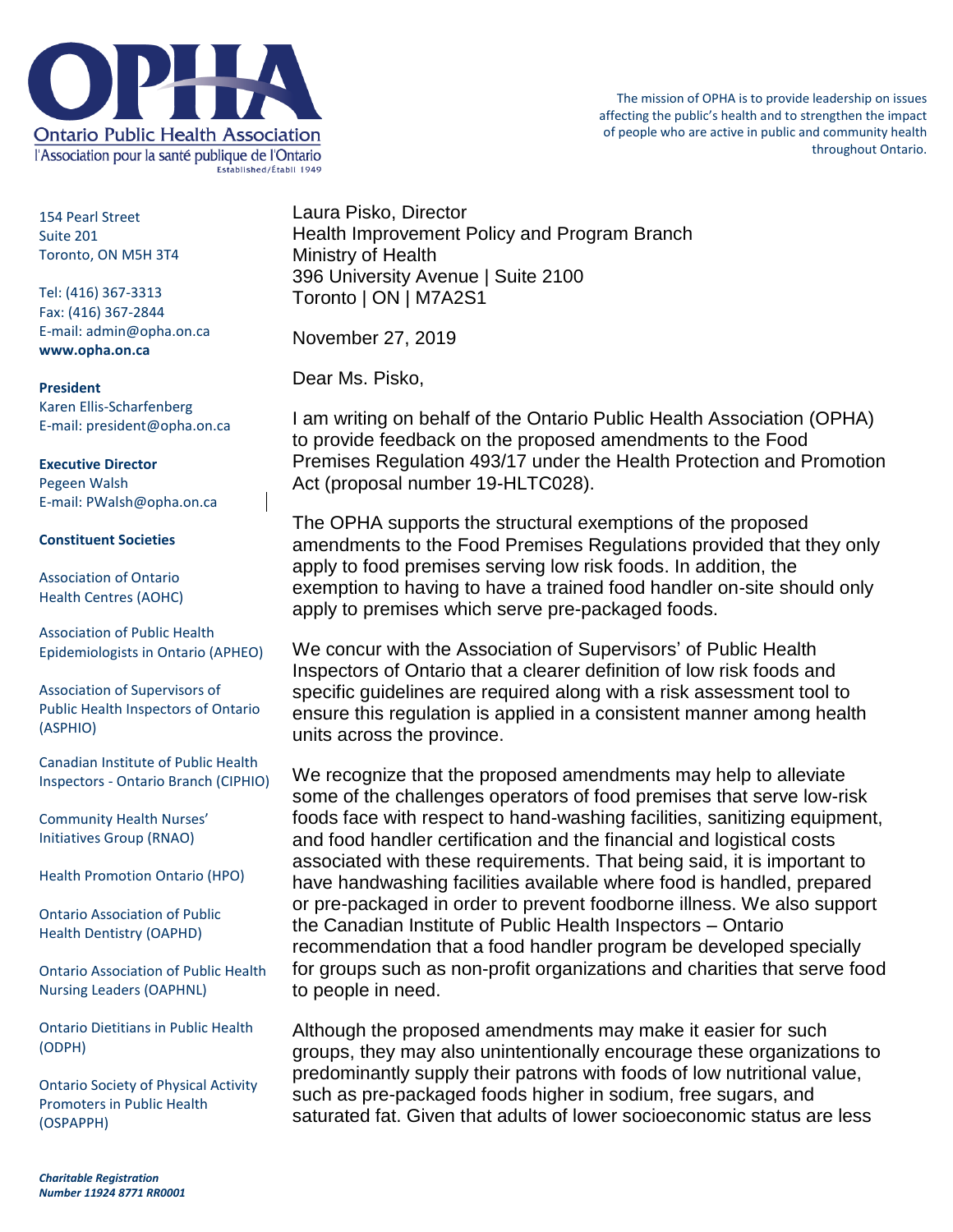**Ontario Public Health Association**
l'Association pour la santé publique de l'Ontario
Established/Établi 1949

The mission of OPHA is to provide leadership on issues affecting the public's health and to strengthen the impact of people who are active in public and community health throughout Ontario.

154 Pearl Street
Suite 201
Toronto, ON M5H 3T4

Tel: (416) 367-3313
Fax: (416) 367-2844
E-mail: admin@opha.on.ca
**www.opha.on.ca**

**President**
Karen Ellis-Scharfenberg
E-mail: president@opha.on.ca

**Executive Director**
Pegeen Walsh
E-mail: PWalsh@opha.on.ca

**Constituent Societies**

Association of Ontario Health Centres (AOHC)

Association of Public Health Epidemiologists in Ontario (APHEO)

Association of Supervisors of Public Health Inspectors of Ontario (ASPHIO)

Canadian Institute of Public Health Inspectors - Ontario Branch (CIPHIO)

Community Health Nurses' Initiatives Group (RNAO)

Health Promotion Ontario (HPO)

Ontario Association of Public Health Dentistry (OAPHD)

Ontario Association of Public Health Nursing Leaders (OAPHNL)

Ontario Dietitians in Public Health (ODPH)

Ontario Society of Physical Activity Promoters in Public Health (OSPAPPH)

***Charitable Registration Number 11924 8771 RR0001***

Laura Pisko, Director
Health Improvement Policy and Program Branch
Ministry of Health
396 University Avenue | Suite 2100
Toronto | ON | M7A2S1

November 27, 2019

Dear Ms. Pisko,

I am writing on behalf of the Ontario Public Health Association (OPHA) to provide feedback on the proposed amendments to the Food Premises Regulation 493/17 under the Health Protection and Promotion Act (proposal number 19-HLTC028).

The OPHA supports the structural exemptions of the proposed amendments to the Food Premises Regulations provided that they only apply to food premises serving low risk foods. In addition, the exemption to having to have a trained food handler on-site should only apply to premises which serve pre-packaged foods.

We concur with the Association of Supervisors' of Public Health Inspectors of Ontario that a clearer definition of low risk foods and specific guidelines are required along with a risk assessment tool to ensure this regulation is applied in a consistent manner among health units across the province.

We recognize that the proposed amendments may help to alleviate some of the challenges operators of food premises that serve low-risk foods face with respect to hand-washing facilities, sanitizing equipment, and food handler certification and the financial and logistical costs associated with these requirements. That being said, it is important to have handwashing facilities available where food is handled, prepared or pre-packaged in order to prevent foodborne illness. We also support the Canadian Institute of Public Health Inspectors – Ontario recommendation that a food handler program be developed specially for groups such as non-profit organizations and charities that serve food to people in need.

Although the proposed amendments may make it easier for such groups, they may also unintentionally encourage these organizations to predominantly supply their patrons with foods of low nutritional value, such as pre-packaged foods higher in sodium, free sugars, and saturated fat. Given that adults of lower socioeconomic status are less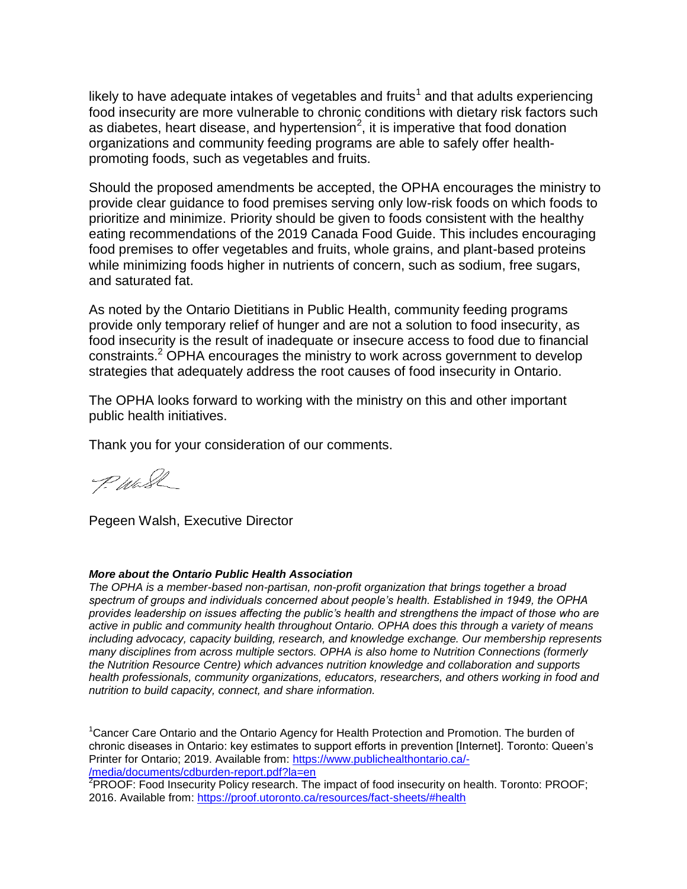likely to have adequate intakes of vegetables and fruits[1] and that adults experiencing food insecurity are more vulnerable to chronic conditions with dietary risk factors such as diabetes, heart disease, and hypertension[2], it is imperative that food donation organizations and community feeding programs are able to safely offer health-promoting foods, such as vegetables and fruits.

Should the proposed amendments be accepted, the OPHA encourages the ministry to provide clear guidance to food premises serving only low-risk foods on which foods to prioritize and minimize. Priority should be given to foods consistent with the healthy eating recommendations of the 2019 Canada Food Guide. This includes encouraging food premises to offer vegetables and fruits, whole grains, and plant-based proteins while minimizing foods higher in nutrients of concern, such as sodium, free sugars, and saturated fat.

As noted by the Ontario Dietitians in Public Health, community feeding programs provide only temporary relief of hunger and are not a solution to food insecurity, as food insecurity is the result of inadequate or insecure access to food due to financial constraints.[2] OPHA encourages the ministry to work across government to develop strategies that adequately address the root causes of food insecurity in Ontario.

The OPHA looks forward to working with the ministry on this and other important public health initiatives.

Thank you for your consideration of our comments.

Pegeen Walsh, Executive Director

***More about the Ontario Public Health Association***

*The OPHA is a member-based non-partisan, non-profit organization that brings together a broad spectrum of groups and individuals concerned about people's health. Established in 1949, the OPHA provides leadership on issues affecting the public's health and strengthens the impact of those who are active in public and community health throughout Ontario. OPHA does this through a variety of means including advocacy, capacity building, research, and knowledge exchange. Our membership represents many disciplines from across multiple sectors. OPHA is also home to Nutrition Connections (formerly the Nutrition Resource Centre) which advances nutrition knowledge and collaboration and supports health professionals, community organizations, educators, researchers, and others working in food and nutrition to build capacity, connect, and share information.*

[1]Cancer Care Ontario and the Ontario Agency for Health Protection and Promotion. The burden of chronic diseases in Ontario: key estimates to support efforts in prevention [Internet]. Toronto: Queen's Printer for Ontario; 2019. Available from: https://www.publichealthontario.ca/-/media/documents/cdburden-report.pdf?la=en

[2]PROOF: Food Insecurity Policy research. The impact of food insecurity on health. Toronto: PROOF; 2016. Available from: https://proof.utoronto.ca/resources/fact-sheets/#health